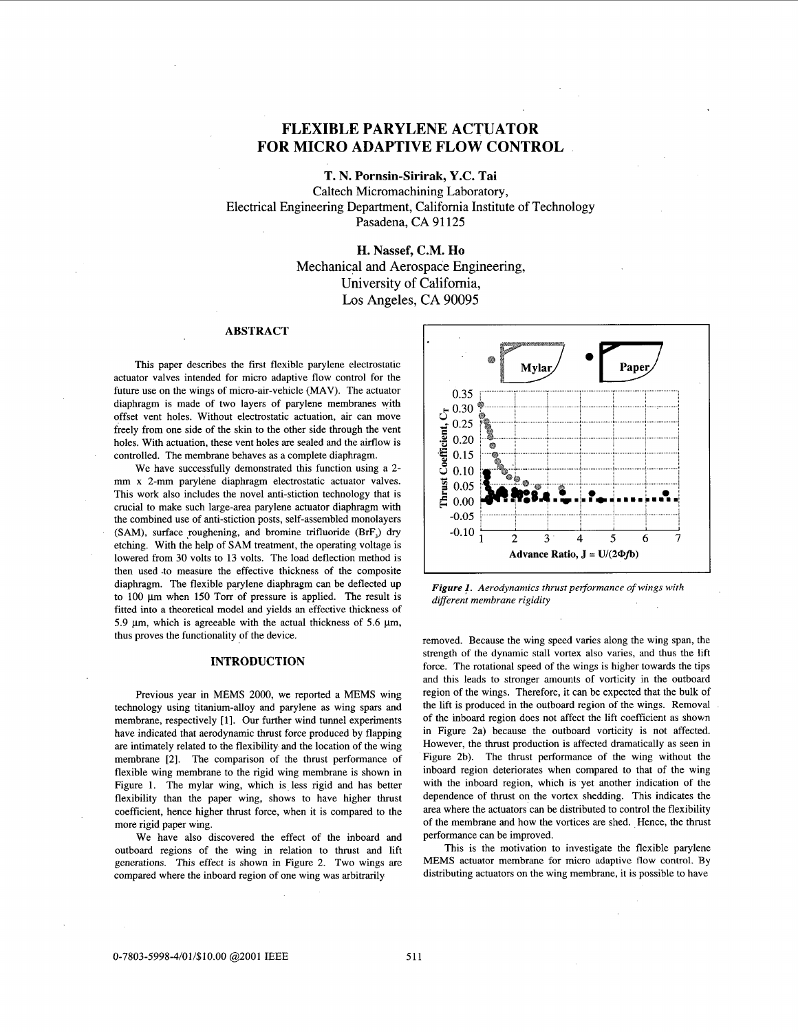# FLEXIBLE PARYLENE ACTUATOR FOR MICRO ADAPTIVE FLOW CONTROL

**T. N. Pornsin-Sirirak, Y.C. Tai**
Caltech Micromachining Laboratory,
Electrical Engineering Department, California Institute of Technology
Pasadena, CA 91125

**H. Nassef, C.M. Ho**
Mechanical and Aerospace Engineering,
University of California,
Los Angeles, CA 90095

## ABSTRACT

This paper describes the first flexible parylene electrostatic actuator valves intended for micro adaptive flow control for the future use on the wings of micro-air-vehicle (MAV). The actuator diaphragm is made of two layers of parylene membranes with offset vent holes. Without electrostatic actuation, air can move freely from one side of the skin to the other side through the vent holes. With actuation, these vent holes are sealed and the airflow is controlled. The membrane behaves as a complete diaphragm.

We have successfully demonstrated this function using a 2-mm x 2-mm parylene diaphragm electrostatic actuator valves. This work also includes the novel anti-stiction technology that is crucial to make such large-area parylene actuator diaphragm with the combined use of anti-stiction posts, self-assembled monolayers (SAM), surface roughening, and bromine trifluoride ($BrF_3$) dry etching. With the help of SAM treatment, the operating voltage is lowered from 30 volts to 13 volts. The load deflection method is then used to measure the effective thickness of the composite diaphragm. The flexible parylene diaphragm can be deflected up to 100 μm when 150 Torr of pressure is applied. The result is fitted into a theoretical model and yields an effective thickness of 5.9 μm, which is agreeable with the actual thickness of 5.6 μm, thus proves the functionality of the device.

## INTRODUCTION

Previous year in MEMS 2000, we reported a MEMS wing technology using titanium-alloy and parylene as wing spars and membrane, respectively [1]. Our further wind tunnel experiments have indicated that aerodynamic thrust force produced by flapping are intimately related to the flexibility and the location of the wing membrane [2]. The comparison of the thrust performance of flexible wing membrane to the rigid wing membrane is shown in Figure 1. The mylar wing, which is less rigid and has better flexibility than the paper wing, shows to have higher thrust coefficient, hence higher thrust force, when it is compared to the more rigid paper wing.

We have also discovered the effect of the inboard and outboard regions of the wing in relation to thrust and lift generations. This effect is shown in Figure 2. Two wings are compared where the inboard region of one wing was arbitrarily removed. Because the wing speed varies along the wing span, the strength of the dynamic stall vortex also varies, and thus the lift force. The rotational speed of the wings is higher towards the tips and this leads to stronger amounts of vorticity in the outboard region of the wings. Therefore, it can be expected that the bulk of the lift is produced in the outboard region of the wings. Removal of the inboard region does not affect the lift coefficient as shown in Figure 2a) because the outboard vorticity is not affected. However, the thrust production is affected dramatically as seen in Figure 2b). The thrust performance of the wing without the inboard region deteriorates when compared to that of the wing with the inboard region, which is yet another indication of the dependence of thrust on the vortex shedding. This indicates the area where the actuators can be distributed to control the flexibility of the membrane and how the vortices are shed. Hence, the thrust performance can be improved.

This is the motivation to investigate the flexible parylene MEMS actuator membrane for micro adaptive flow control. By distributing actuators on the wing membrane, it is possible to have

*Figure 1. Aerodynamics thrust performance of wings with different membrane rigidity*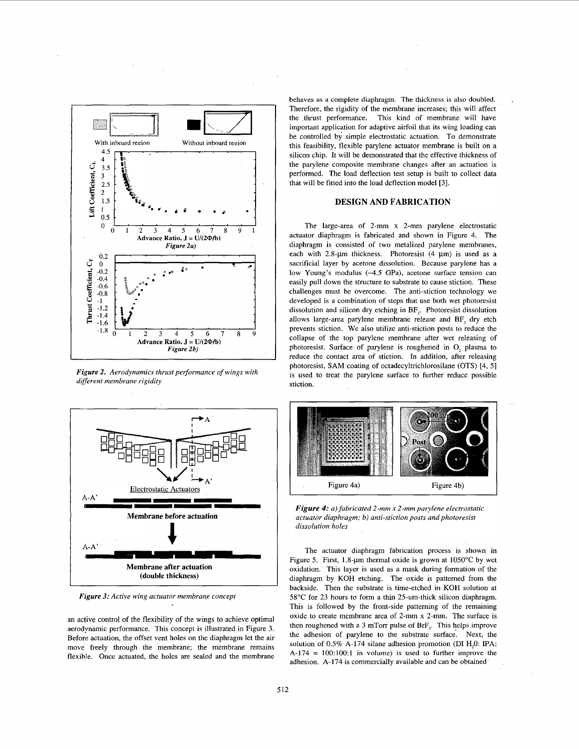*Figure 2. Aerodynamics thrust performance of wings with different membrane rigidity*

*Figure 3: Active wing actuator membrane concept*

an active control of the flexibility of the wings to achieve optimal aerodynamic performance. This concept is illustrated in Figure 3. Before actuation, the offset vent holes on the diaphragm let the air move freely through the membrane; the membrane remains flexible. Once actuated, the holes are sealed and the membrane behaves as a complete diaphragm. The thickness is also doubled. Therefore, the rigidity of the membrane increases; this will affect the thrust performance. This kind of membrane will have important application for adaptive airfoil that its wing loading can be controlled by simple electrostatic actuation. To demonstrate this feasibility, flexible parylene actuator membrane is built on a silicon chip. It will be demonstrated that the effective thickness of the parylene composite membrane changes after an actuation is performed. The load deflection test setup is built to collect data that will be fitted into the load deflection model [3].

## DESIGN AND FABRICATION

The large-area of 2-mm x 2-mm parylene electrostatic actuator diaphragm is fabricated and shown in Figure 4. The diaphragm is consisted of two metalized parylene membranes, each with 2.8-μm thickness. Photoresist (4 μm) is used as a sacrificial layer by acetone dissolution. Because parylene has a low Young's modulus (~4.5 GPa), acetone surface tension can easily pull down the structure to substrate to cause stiction. These challenges must be overcome. The anti-stiction technology we developed is a combination of steps that use both wet photoresist dissolution and silicon dry etching in $BF_3$. Photoresist dissolution allows large-area parylene membrane release and $BF_3$ dry etch prevents stiction. We also utilize anti-stiction posts to reduce the collapse of the top parylene membrane after wet releasing of photoresist. Surface of parylene is roughened in $O_2$ plasma to reduce the contact area of stiction. In addition, after releasing photoresist, SAM coating of octadecyltrichlorosilane (OTS) [4, 5] is used to treat the parylene surface to further reduce possible stiction.

*Figure 4: a) fabricated 2-mm x 2-mm parylene electrostatic actuator diaphragm; b) anti-stiction posts and photoresist dissolution holes*

The actuator diaphragm fabrication process is shown in Figure 5. First, 1.8-μm thermal oxide is grown at 1050°C by wet oxidation. This layer is used as a mask during formation of the diaphragm by KOH etching. The oxide is patterned from the backside. Then the substrate is time-etched in KOH solution at 58°C for 23 hours to form a thin 25-um-thick silicon diaphragm. This is followed by the front-side patterning of the remaining oxide to create membrane area of 2-mm x 2-mm. The surface is then roughened with a 3 mTorr pulse of $BrF_3$. This helps improve the adhesion of parylene to the substrate surface. Next, the solution of 0.5% A-174 silane adhesion promotion (DI $H_2O$: IPA: A-174 = 100:100:1 in volume) is used to further improve the adhesion. A-174 is commercially available and can be obtained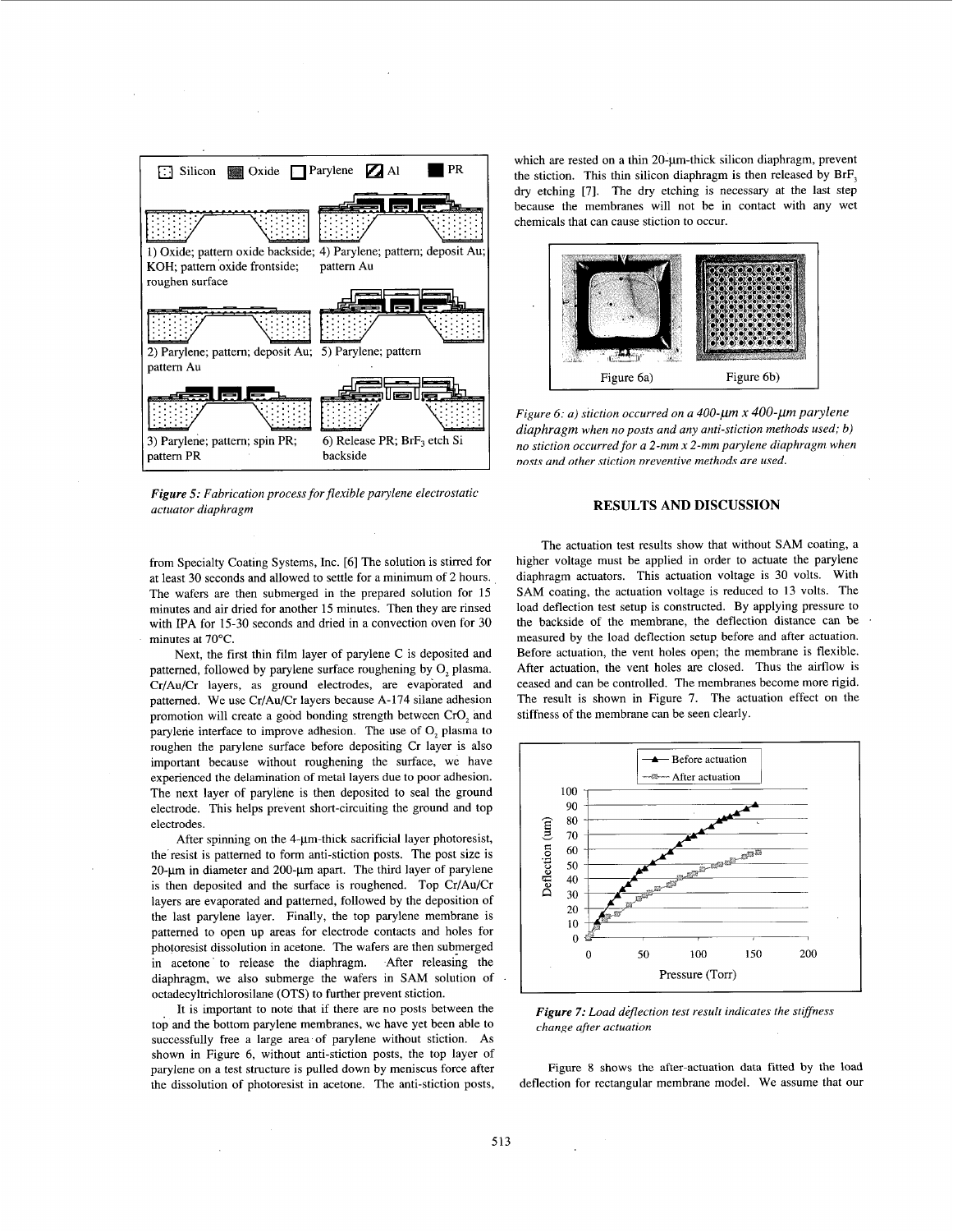Figure 5: Fabrication process for flexible parylene electrostatic actuator diaphragm

from Specialty Coating Systems, Inc. [6] The solution is stirred for at least 30 seconds and allowed to settle for a minimum of 2 hours. The wafers are then submerged in the prepared solution for 15 minutes and air dried for another 15 minutes. Then they are rinsed with IPA for 15-30 seconds and dried in a convection oven for 30 minutes at 70°C.

Next, the first thin film layer of parylene C is deposited and patterned, followed by parylene surface roughening by $O_2$ plasma. Cr/Au/Cr layers, as ground electrodes, are evaporated and patterned. We use Cr/Au/Cr layers because A-174 silane adhesion promotion will create a good bonding strength between $CrO_2$ and parylene interface to improve adhesion. The use of $O_2$ plasma to roughen the parylene surface before depositing Cr layer is also important because without roughening the surface, we have experienced the delamination of metal layers due to poor adhesion. The next layer of parylene is then deposited to seal the ground electrode. This helps prevent short-circuiting the ground and top electrodes.

After spinning on the 4-μm-thick sacrificial layer photoresist, the resist is patterned to form anti-stiction posts. The post size is 20-μm in diameter and 200-μm apart. The third layer of parylene is then deposited and the surface is roughened. Top Cr/Au/Cr layers are evaporated and patterned, followed by the deposition of the last parylene layer. Finally, the top parylene membrane is patterned to open up areas for electrode contacts and holes for photoresist dissolution in acetone. The wafers are then submerged in acetone to release the diaphragm. After releasing the diaphragm, we also submerge the wafers in SAM solution of octadecyltrichlorosilane (OTS) to further prevent stiction.

It is important to note that if there are no posts between the top and the bottom parylene membranes, we have yet been able to successfully free a large area of parylene without stiction. As shown in Figure 6, without anti-stiction posts, the top layer of parylene on a test structure is pulled down by meniscus force after the dissolution of photoresist in acetone. The anti-stiction posts, which are rested on a thin 20-μm-thick silicon diaphragm, prevent the stiction. This thin silicon diaphragm is then released by $BrF_3$ dry etching [7]. The dry etching is necessary at the last step because the membranes will not be in contact with any wet chemicals that can cause stiction to occur.

Figure 6: a) stiction occurred on a 400-μm x 400-μm parylene diaphragm when no posts and any anti-stiction methods used; b) no stiction occurred for a 2-mm x 2-mm parylene diaphragm when posts and other stiction preventive methods are used.

## RESULTS AND DISCUSSION

The actuation test results show that without SAM coating, a higher voltage must be applied in order to actuate the parylene diaphragm actuators. This actuation voltage is 30 volts. With SAM coating, the actuation voltage is reduced to 13 volts. The load deflection test setup is constructed. By applying pressure to the backside of the membrane, the deflection distance can be measured by the load deflection setup before and after actuation. Before actuation, the vent holes open; the membrane is flexible. After actuation, the vent holes are closed. Thus the airflow is ceased and can be controlled. The membranes become more rigid. The result is shown in Figure 7. The actuation effect on the stiffness of the membrane can be seen clearly.

Figure 7: Load deflection test result indicates the stiffness change after actuation

Figure 8 shows the after-actuation data fitted by the load deflection for rectangular membrane model. We assume that our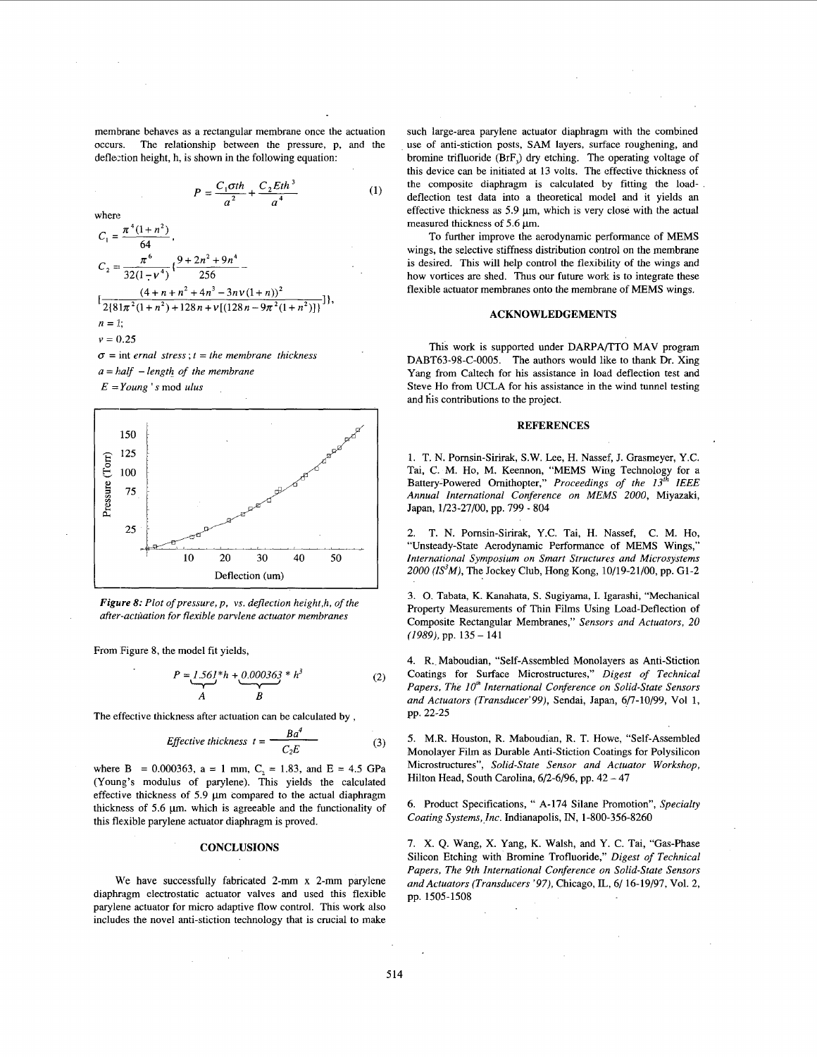membrane behaves as a rectangular membrane once the actuation occurs. The relationship between the pressure, p, and the deflection height, h, is shown in the following equation:

$$P = \frac{C_1 \sigma t h}{a^2} + \frac{C_2 E t h^3}{a^4} \quad (1)$$

where

$$C_1 = \frac{\pi^4 (1+n^2)}{64},$$

$$C_2 = \frac{\pi^6}{32(1-v^4)}\{\frac{9+2n^2+9n^4}{256} - [\frac{(4+n+n^2+4n^3-3nv(1+n))^2}{2\{81\pi^2(1+n^2)+128n+v[(128n-9\pi^2(1+n^2)]\}}]\},$$

$n = 1;$

$v = 0.25$

$\sigma$ = internal stress; $t$ = the membrane thickness

$a$ = half − length of the membrane

$E$ = Young's modulus

150
125
100
75
25
Pressure (Torr)
10
20
30
40
50
Deflection (um)

*Figure 8: Plot of pressure, p, vs. deflection height, h, of the after-actuation for flexible parylene actuator membranes*

From Figure 8, the model fit yields,

$$P = \underbrace{1.561}_{A} * h + \underbrace{0.000363}_{B} * h^3 \quad (2)$$

The effective thickness after actuation can be calculated by,

$$\text{Effective thickness } t = \frac{Ba^4}{C_2 E} \quad (3)$$

where B = 0.000363, a = 1 mm, $C_2$ = 1.83, and E = 4.5 GPa (Young's modulus of parylene). This yields the calculated effective thickness of 5.9 μm compared to the actual diaphragm thickness of 5.6 μm. which is agreeable and the functionality of this flexible parylene actuator diaphragm is proved.

## CONCLUSIONS

We have successfully fabricated 2-mm x 2-mm parylene diaphragm electrostatic actuator valves and used this flexible parylene actuator for micro adaptive flow control. This work also includes the novel anti-stiction technology that is crucial to make such large-area parylene actuator diaphragm with the combined use of anti-stiction posts, SAM layers, surface roughening, and bromine trifluoride ($BrF_3$) dry etching. The operating voltage of this device can be initiated at 13 volts. The effective thickness of the composite diaphragm is calculated by fitting the load-deflection test data into a theoretical model and it yields an effective thickness as 5.9 μm, which is very close with the actual measured thickness of 5.6 μm.

To further improve the aerodynamic performance of MEMS wings, the selective stiffness distribution control on the membrane is desired. This will help control the flexibility of the wings and how vortices are shed. Thus our future work is to integrate these flexible actuator membranes onto the membrane of MEMS wings.

## ACKNOWLEDGEMENTS

This work is supported under DARPA/TTO MAV program DABT63-98-C-0005. The authors would like to thank Dr. Xing Yang from Caltech for his assistance in load deflection test and Steve Ho from UCLA for his assistance in the wind tunnel testing and his contributions to the project.

## REFERENCES

1. T. N. Pornsin-Sirirak, S.W. Lee, H. Nassef, J. Grasmeyer, Y.C. Tai, C. M. Ho, M. Keennon, "MEMS Wing Technology for a Battery-Powered Ornithopter," *Proceedings of the 13th IEEE Annual International Conference on MEMS 2000*, Miyazaki, Japan, 1/23-27/00, pp. 799 - 804

2. T. N. Pornsin-Sirirak, Y.C. Tai, H. Nassef, C. M. Ho, "Unsteady-State Aerodynamic Performance of MEMS Wings," *International Symposium on Smart Structures and Microsystems 2000 (IS³M)*, The Jockey Club, Hong Kong, 10/19-21/00, pp. G1-2

3. O. Tabata, K. Kanahata, S. Sugiyama, I. Igarashi, "Mechanical Property Measurements of Thin Films Using Load-Deflection of Composite Rectangular Membranes," *Sensors and Actuators, 20 (1989)*, pp. 135 – 141

4. R. Maboudian, "Self-Assembled Monolayers as Anti-Stiction Coatings for Surface Microstructures," *Digest of Technical Papers, The 10th International Conference on Solid-State Sensors and Actuators (Transducer'99)*, Sendai, Japan, 6/7-10/99, Vol 1, pp. 22-25

5. M.R. Houston, R. Maboudian, R. T. Howe, "Self-Assembled Monolayer Film as Durable Anti-Stiction Coatings for Polysilicon Microstructures", *Solid-State Sensor and Actuator Workshop*, Hilton Head, South Carolina, 6/2-6/96, pp. 42 – 47

6. Product Specifications, " A-174 Silane Promotion", *Specialty Coating Systems, Inc.* Indianapolis, IN, 1-800-356-8260

7. X. Q. Wang, X. Yang, K. Walsh, and Y. C. Tai, "Gas-Phase Silicon Etching with Bromine Trofluoride," *Digest of Technical Papers, The 9th International Conference on Solid-State Sensors and Actuators (Transducers '97)*, Chicago, IL, 6/ 16-19/97, Vol. 2, pp. 1505-1508